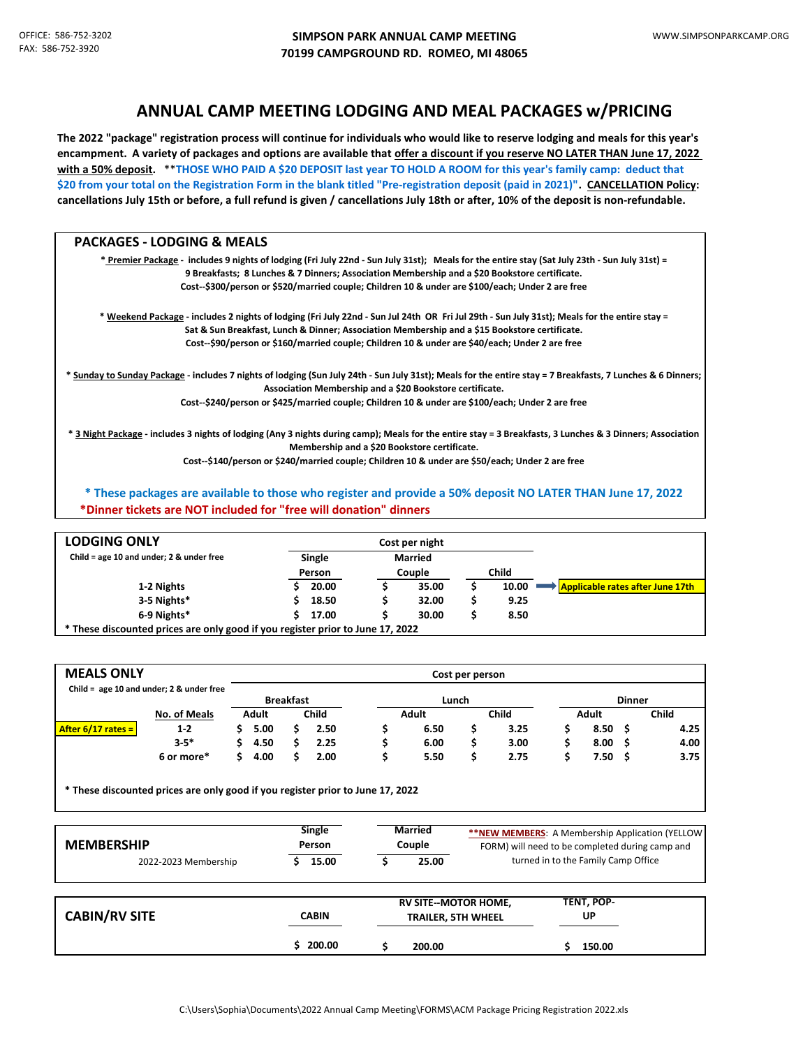OFFICE: 586-752-3202
FAX: 586-752-3920

**SIMPSON PARK ANNUAL CAMP MEETING**
**70199 CAMPGROUND RD. ROMEO, MI 48065**

WWW.SIMPSONPARKCAMP.ORG

# ANNUAL CAMP MEETING LODGING AND MEAL PACKAGES w/PRICING

**The 2022 "package" registration process will continue for individuals who would like to reserve lodging and meals for this year's encampment. A variety of packages and options are available that offer a discount if you reserve NO LATER THAN June 17, 2022 with a 50% deposit. \*\*THOSE WHO PAID A $20 DEPOSIT last year TO HOLD A ROOM for this year's family camp: deduct that $20 from your total on the Registration Form in the blank titled "Pre-registration deposit (paid in 2021)". CANCELLATION Policy: cancellations July 15th or before, a full refund is given / cancellations July 18th or after, 10% of the deposit is non-refundable.**

## PACKAGES - LODGING & MEALS

**\* Premier Package - includes 9 nights of lodging (Fri July 22nd - Sun July 31st); Meals for the entire stay (Sat July 23th - Sun July 31st) = 9 Breakfasts; 8 Lunches & 7 Dinners; Association Membership and a $20 Bookstore certificate.**
**Cost--$300/person or $520/married couple; Children 10 & under are $100/each; Under 2 are free**

**\* Weekend Package - includes 2 nights of lodging (Fri July 22nd - Sun Jul 24th OR Fri Jul 29th - Sun July 31st); Meals for the entire stay = Sat & Sun Breakfast, Lunch & Dinner; Association Membership and a $15 Bookstore certificate.**
**Cost--$90/person or $160/married couple; Children 10 & under are $40/each; Under 2 are free**

**\* Sunday to Sunday Package - includes 7 nights of lodging (Sun July 24th - Sun July 31st); Meals for the entire stay = 7 Breakfasts, 7 Lunches & 6 Dinners; Association Membership and a $20 Bookstore certificate.**
**Cost--$240/person or $425/married couple; Children 10 & under are $100/each; Under 2 are free**

**\* 3 Night Package - includes 3 nights of lodging (Any 3 nights during camp); Meals for the entire stay = 3 Breakfasts, 3 Lunches & 3 Dinners; Association Membership and a $20 Bookstore certificate.**
**Cost--$140/person or $240/married couple; Children 10 & under are $50/each; Under 2 are free**

**\* These packages are available to those who register and provide a 50% deposit NO LATER THAN June 17, 2022**
**\*Dinner tickets are NOT included for "free will donation" dinners**

## LODGING ONLY

Child = age 10 and under; 2 & under free

| | Cost per night | | | |
|---|---|---|---|---|
| | Single Person | Married Couple | Child | |
| 1-2 Nights | $ 20.00 | $ 35.00 | $ 10.00 | ➡ Applicable rates after June 17th |
| 3-5 Nights* | $ 18.50 | $ 32.00 | $ 9.25 | |
| 6-9 Nights* | $ 17.00 | $ 30.00 | $ 8.50 | |

**\* These discounted prices are only good if you register prior to June 17, 2022**

## MEALS ONLY

Child = age 10 and under; 2 & under free

| | | Cost per person | | | | | |
|---|---|---|---|---|---|---|---|
| | | Breakfast | | Lunch | | Dinner | |
| | No. of Meals | Adult | Child | Adult | Child | Adult | Child |
| After 6/17 rates = | 1-2 | $ 5.00 | $ 2.50 | $ 6.50 | $ 3.25 | $ 8.50 | $ 4.25 |
| | 3-5* | $ 4.50 | $ 2.25 | $ 6.00 | $ 3.00 | $ 8.00 | $ 4.00 |
| | 6 or more* | $ 4.00 | $ 2.00 | $ 5.50 | $ 2.75 | $ 7.50 | $ 3.75 |

**\* These discounted prices are only good if you register prior to June 17, 2022**

## MEMBERSHIP

| | Single Person | Married Couple |
|---|---|---|
| 2022-2023 Membership | $ 15.00 | $ 25.00 |

**\*\*NEW MEMBERS**: A Membership Application (YELLOW FORM) will need to be completed during camp and turned in to the Family Camp Office

## CABIN/RV SITE

| CABIN | RV SITE--MOTOR HOME, TRAILER, 5TH WHEEL | TENT, POP-UP |
|---|---|---|
| $ 200.00 | $ 200.00 | $ 150.00 |

C:\Users\Sophia\Documents\2022 Annual Camp Meeting\FORMS\ACM Package Pricing Registration 2022.xls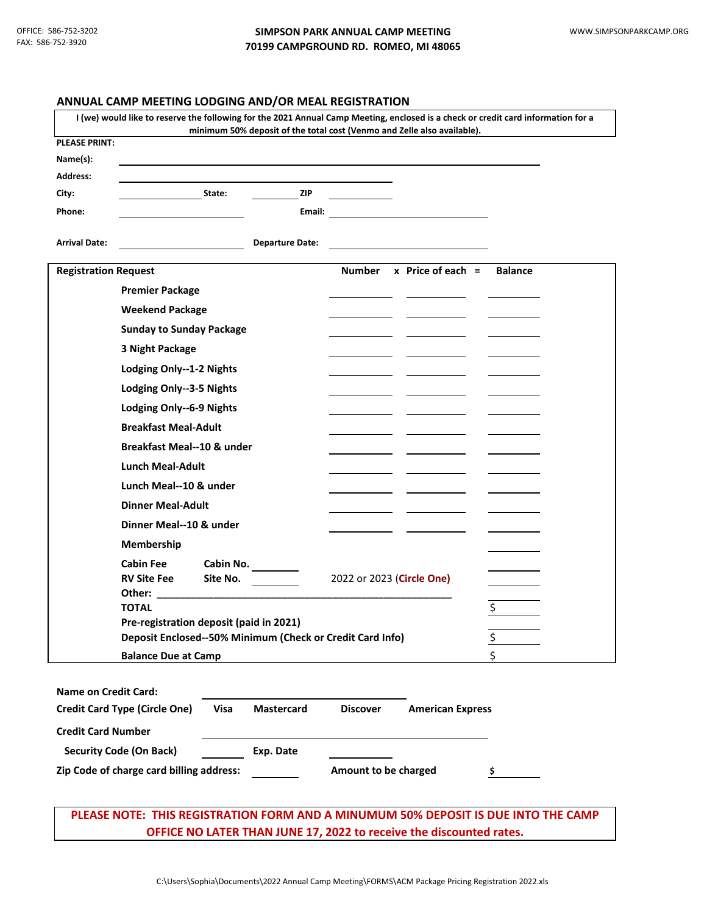OFFICE: 586-752-3202
FAX: 586-752-3920

**SIMPSON PARK ANNUAL CAMP MEETING**
**70199 CAMPGROUND RD. ROMEO, MI 48065**

WWW.SIMPSONPARKCAMP.ORG

## ANNUAL CAMP MEETING LODGING AND/OR MEAL REGISTRATION

**I (we) would like to reserve the following for the 2021 Annual Camp Meeting, enclosed is a check or credit card information for a minimum 50% deposit of the total cost (Venmo and Zelle also available).**

**PLEASE PRINT:**

**Name(s):** ______________________________

**Address:** ______________________________

**City:** ____________ **State:** ________ **ZIP** ________

**Phone:** ______________ **Email:** ______________

**Arrival Date:** ______________ **Departure Date:** ______________

| Registration Request | Number | x Price of each = | Balance |
|---|---|---|---|
| Premier Package | | | |
| Weekend Package | | | |
| Sunday to Sunday Package | | | |
| 3 Night Package | | | |
| Lodging Only--1-2 Nights | | | |
| Lodging Only--3-5 Nights | | | |
| Lodging Only--6-9 Nights | | | |
| Breakfast Meal-Adult | | | |
| Breakfast Meal--10 & under | | | |
| Lunch Meal-Adult | | | |
| Lunch Meal--10 & under | | | |
| Dinner Meal-Adult | | | |
| Dinner Meal--10 & under | | | |
| Membership | | | |
| Cabin Fee Cabin No. ________ | | | |
| RV Site Fee Site No. ________ | 2022 or 2023 (Circle One) | | |
| Other: ______________________________ | | | |
| TOTAL | | | $ |
| Pre-registration deposit (paid in 2021) | | | |
| Deposit Enclosed--50% Minimum (Check or Credit Card Info) | | | $ |
| Balance Due at Camp | | | $ |

**Name on Credit Card:** ______________________________

**Credit Card Type (Circle One)** **Visa** **Mastercard** **Discover** **American Express**

**Credit Card Number** ______________________________

**Security Code (On Back)** ________ **Exp. Date** ________

**Zip Code of charge card billing address:** ________ **Amount to be charged** $ ________

**PLEASE NOTE: THIS REGISTRATION FORM AND A MINUMUM 50% DEPOSIT IS DUE INTO THE CAMP OFFICE NO LATER THAN JUNE 17, 2022 to receive the discounted rates.**

C:\Users\Sophia\Documents\2022 Annual Camp Meeting\FORMS\ACM Package Pricing Registration 2022.xls